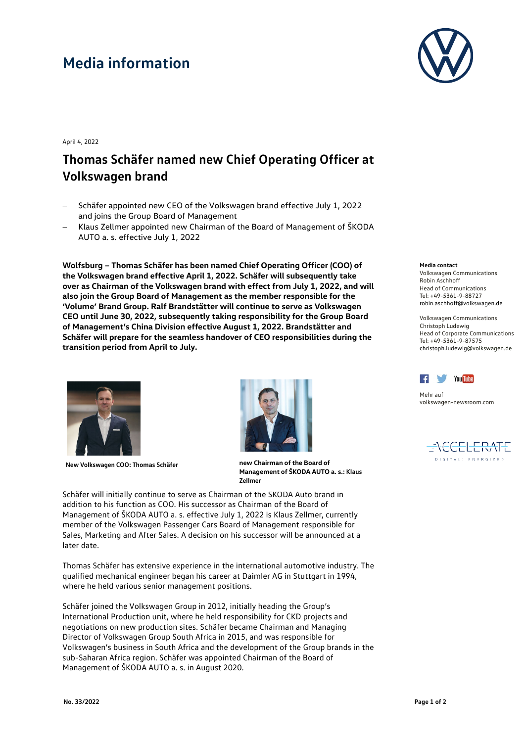# Media information

April 4, 2022

## Thomas Schäfer named new Chief Operating Officer at Volkswagen brand

- Schäfer appointed new CEO of the Volkswagen brand effective July 1, 2022 and joins the Group Board of Management
- Klaus Zellmer appointed new Chairman of the Board of Management of ŠKODA AUTO a. s. effective July 1, 2022

**Wolfsburg – Thomas Schäfer has been named Chief Operating Officer (COO) of the Volkswagen brand effective April 1, 2022. Schäfer will subsequently take over as Chairman of the Volkswagen brand with effect from July 1, 2022, and will also join the Group Board of Management as the member responsible for the 'Volume' Brand Group. Ralf Brandstätter will continue to serve as Volkswagen CEO until June 30, 2022, subsequently taking responsibility for the Group Board of Management's China Division effective August 1, 2022. Brandstätter and Schäfer will prepare for the seamless handover of CEO responsibilities during the transition period from April to July.**

New Volkswagen COO: Thomas Schäfer

new Chairman of the Board of Management of ŠKODA AUTO a. s.: Klaus Zellmer

Schäfer will initially continue to serve as Chairman of the SKODA Auto brand in addition to his function as COO. His successor as Chairman of the Board of Management of ŠKODA AUTO a. s. effective July 1, 2022 is Klaus Zellmer, currently member of the Volkswagen Passenger Cars Board of Management responsible for Sales, Marketing and After Sales. A decision on his successor will be announced at a later date.

Thomas Schäfer has extensive experience in the international automotive industry. The qualified mechanical engineer began his career at Daimler AG in Stuttgart in 1994, where he held various senior management positions.

Schäfer joined the Volkswagen Group in 2012, initially heading the Group's International Production unit, where he held responsibility for CKD projects and negotiations on new production sites. Schäfer became Chairman and Managing Director of Volkswagen Group South Africa in 2015, and was responsible for Volkswagen's business in South Africa and the development of the Group brands in the sub-Saharan Africa region. Schäfer was appointed Chairman of the Board of Management of ŠKODA AUTO a. s. in August 2020.

**Media contact**
Volkswagen Communications
Robin Aschhoff
Head of Communications
Tel: +49-5361-9-88727
robin.aschhoff@volkswagen.de

Volkswagen Communications
Christoph Ludewig
Head of Corporate Communications
Tel: +49-5361-9-87575
christoph.ludewig@volkswagen.de

Mehr auf
volkswagen-newsroom.com

No. 33/2022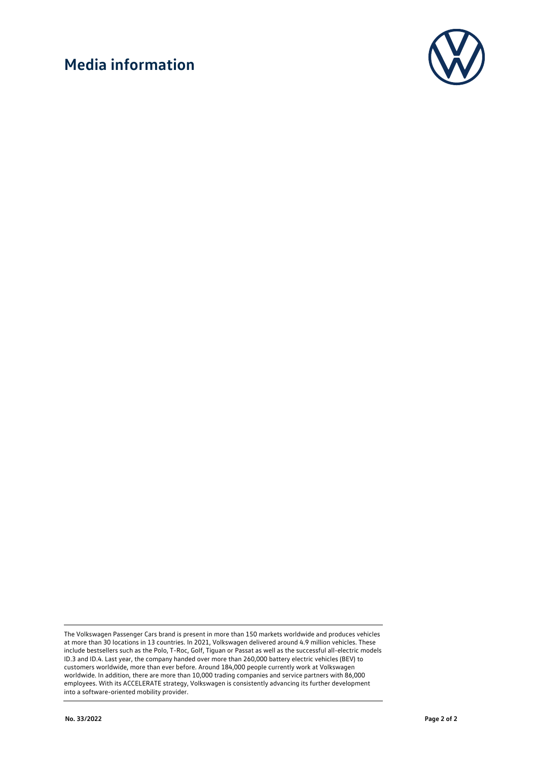The Volkswagen Passenger Cars brand is present in more than 150 markets worldwide and produces vehicles at more than 30 locations in 13 countries. In 2021, Volkswagen delivered around 4.9 million vehicles. These include bestsellers such as the Polo, T-Roc, Golf, Tiguan or Passat as well as the successful all-electric models ID.3 and ID.4. Last year, the company handed over more than 260,000 battery electric vehicles (BEV) to customers worldwide, more than ever before. Around 184,000 people currently work at Volkswagen worldwide. In addition, there are more than 10,000 trading companies and service partners with 86,000 employees. With its ACCELERATE strategy, Volkswagen is consistently advancing its further development into a software-oriented mobility provider.